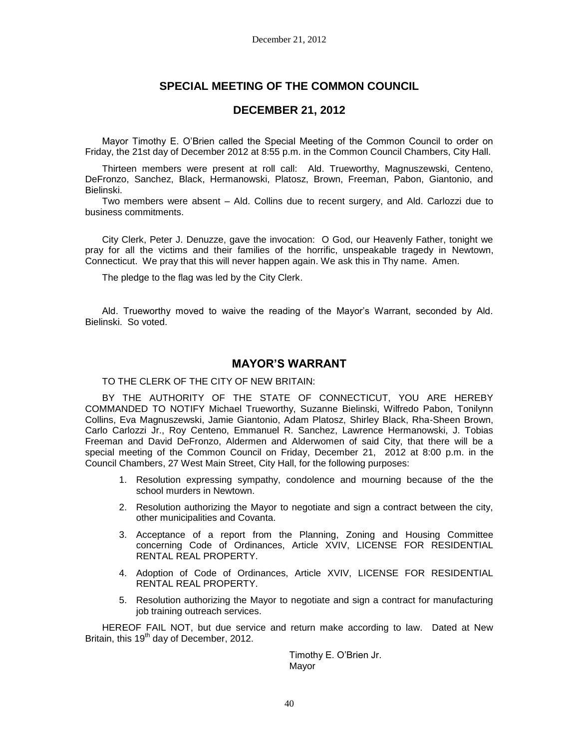# SPECIAL MEETING OF THE COMMON COUNCIL

## DECEMBER 21, 2012

Mayor Timothy E. O'Brien called the Special Meeting of the Common Council to order on Friday, the 21st day of December 2012 at 8:55 p.m. in the Common Council Chambers, City Hall.

Thirteen members were present at roll call: Ald. Trueworthy, Magnuszewski, Centeno, DeFronzo, Sanchez, Black, Hermanowski, Platosz, Brown, Freeman, Pabon, Giantonio, and Bielinski.

Two members were absent – Ald. Collins due to recent surgery, and Ald. Carlozzi due to business commitments.

City Clerk, Peter J. Denuzze, gave the invocation: O God, our Heavenly Father, tonight we pray for all the victims and their families of the horrific, unspeakable tragedy in Newtown, Connecticut. We pray that this will never happen again. We ask this in Thy name. Amen.

The pledge to the flag was led by the City Clerk.

Ald. Trueworthy moved to waive the reading of the Mayor's Warrant, seconded by Ald. Bielinski. So voted.

## MAYOR'S WARRANT

TO THE CLERK OF THE CITY OF NEW BRITAIN:

BY THE AUTHORITY OF THE STATE OF CONNECTICUT, YOU ARE HEREBY COMMANDED TO NOTIFY Michael Trueworthy, Suzanne Bielinski, Wilfredo Pabon, Tonilynn Collins, Eva Magnuszewski, Jamie Giantonio, Adam Platosz, Shirley Black, Rha-Sheen Brown, Carlo Carlozzi Jr., Roy Centeno, Emmanuel R. Sanchez, Lawrence Hermanowski, J. Tobias Freeman and David DeFronzo, Aldermen and Alderwomen of said City, that there will be a special meeting of the Common Council on Friday, December 21, 2012 at 8:00 p.m. in the Council Chambers, 27 West Main Street, City Hall, for the following purposes:

1. Resolution expressing sympathy, condolence and mourning because of the the school murders in Newtown.
2. Resolution authorizing the Mayor to negotiate and sign a contract between the city, other municipalities and Covanta.
3. Acceptance of a report from the Planning, Zoning and Housing Committee concerning Code of Ordinances, Article XVIV, LICENSE FOR RESIDENTIAL RENTAL REAL PROPERTY.
4. Adoption of Code of Ordinances, Article XVIV, LICENSE FOR RESIDENTIAL RENTAL REAL PROPERTY.
5. Resolution authorizing the Mayor to negotiate and sign a contract for manufacturing job training outreach services.

HEREOF FAIL NOT, but due service and return make according to law. Dated at New Britain, this 19th day of December, 2012.

Timothy E. O'Brien Jr.
Mayor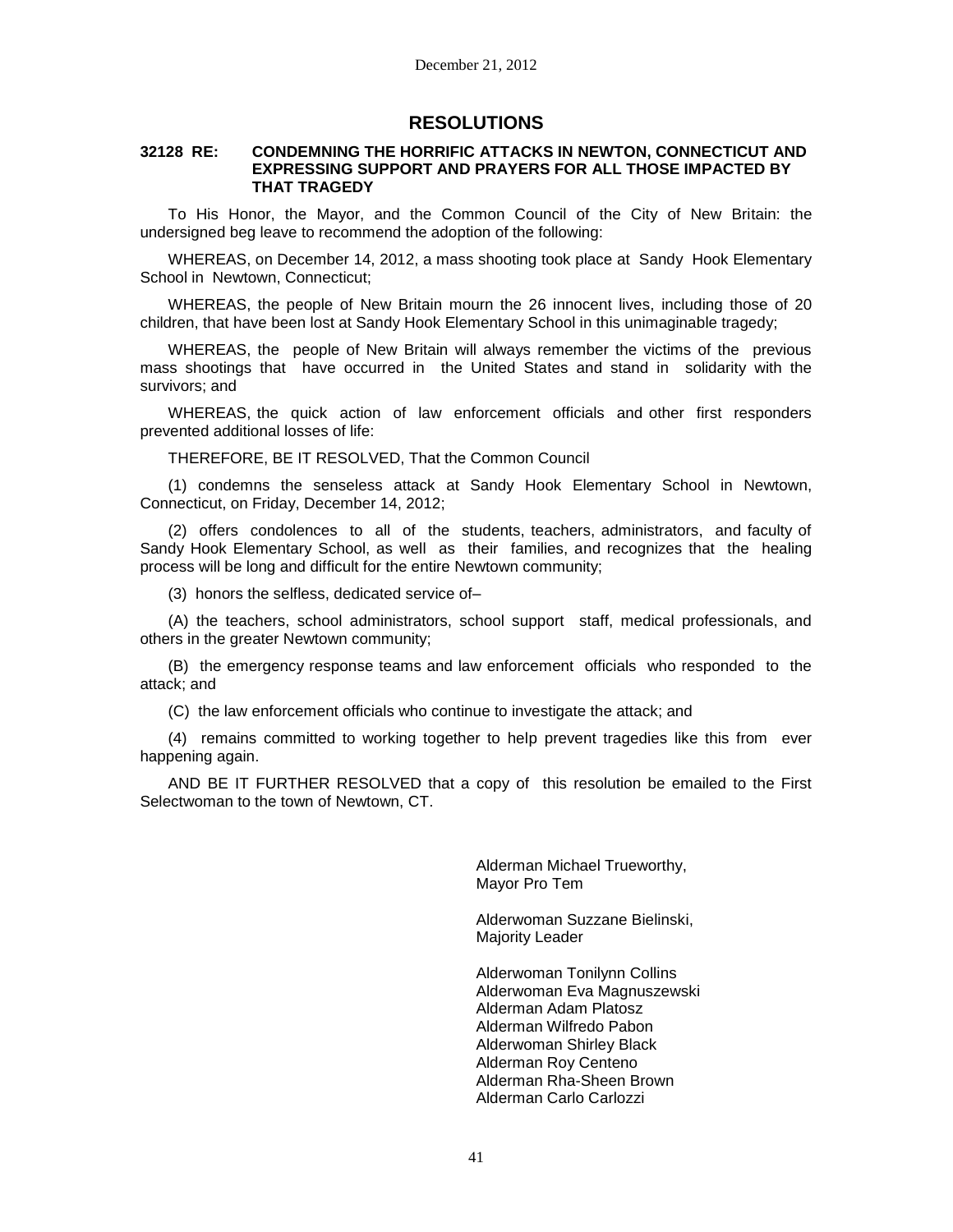# RESOLUTIONS

**32128 RE: CONDEMNING THE HORRIFIC ATTACKS IN NEWTON, CONNECTICUT AND EXPRESSING SUPPORT AND PRAYERS FOR ALL THOSE IMPACTED BY THAT TRAGEDY**

To His Honor, the Mayor, and the Common Council of the City of New Britain: the undersigned beg leave to recommend the adoption of the following:

WHEREAS, on December 14, 2012, a mass shooting took place at Sandy Hook Elementary School in Newtown, Connecticut;

WHEREAS, the people of New Britain mourn the 26 innocent lives, including those of 20 children, that have been lost at Sandy Hook Elementary School in this unimaginable tragedy;

WHEREAS, the people of New Britain will always remember the victims of the previous mass shootings that have occurred in the United States and stand in solidarity with the survivors; and

WHEREAS, the quick action of law enforcement officials and other first responders prevented additional losses of life:

THEREFORE, BE IT RESOLVED, That the Common Council

(1) condemns the senseless attack at Sandy Hook Elementary School in Newtown, Connecticut, on Friday, December 14, 2012;

(2) offers condolences to all of the students, teachers, administrators, and faculty of Sandy Hook Elementary School, as well as their families, and recognizes that the healing process will be long and difficult for the entire Newtown community;

(3) honors the selfless, dedicated service of–

(A) the teachers, school administrators, school support staff, medical professionals, and others in the greater Newtown community;

(B) the emergency response teams and law enforcement officials who responded to the attack; and

(C) the law enforcement officials who continue to investigate the attack; and

(4) remains committed to working together to help prevent tragedies like this from ever happening again.

AND BE IT FURTHER RESOLVED that a copy of this resolution be emailed to the First Selectwoman to the town of Newtown, CT.

Alderman Michael Trueworthy,
Mayor Pro Tem

Alderwoman Suzzane Bielinski,
Majority Leader

Alderwoman Tonilynn Collins
Alderwoman Eva Magnuszewski
Alderman Adam Platosz
Alderman Wilfredo Pabon
Alderwoman Shirley Black
Alderman Roy Centeno
Alderman Rha-Sheen Brown
Alderman Carlo Carlozzi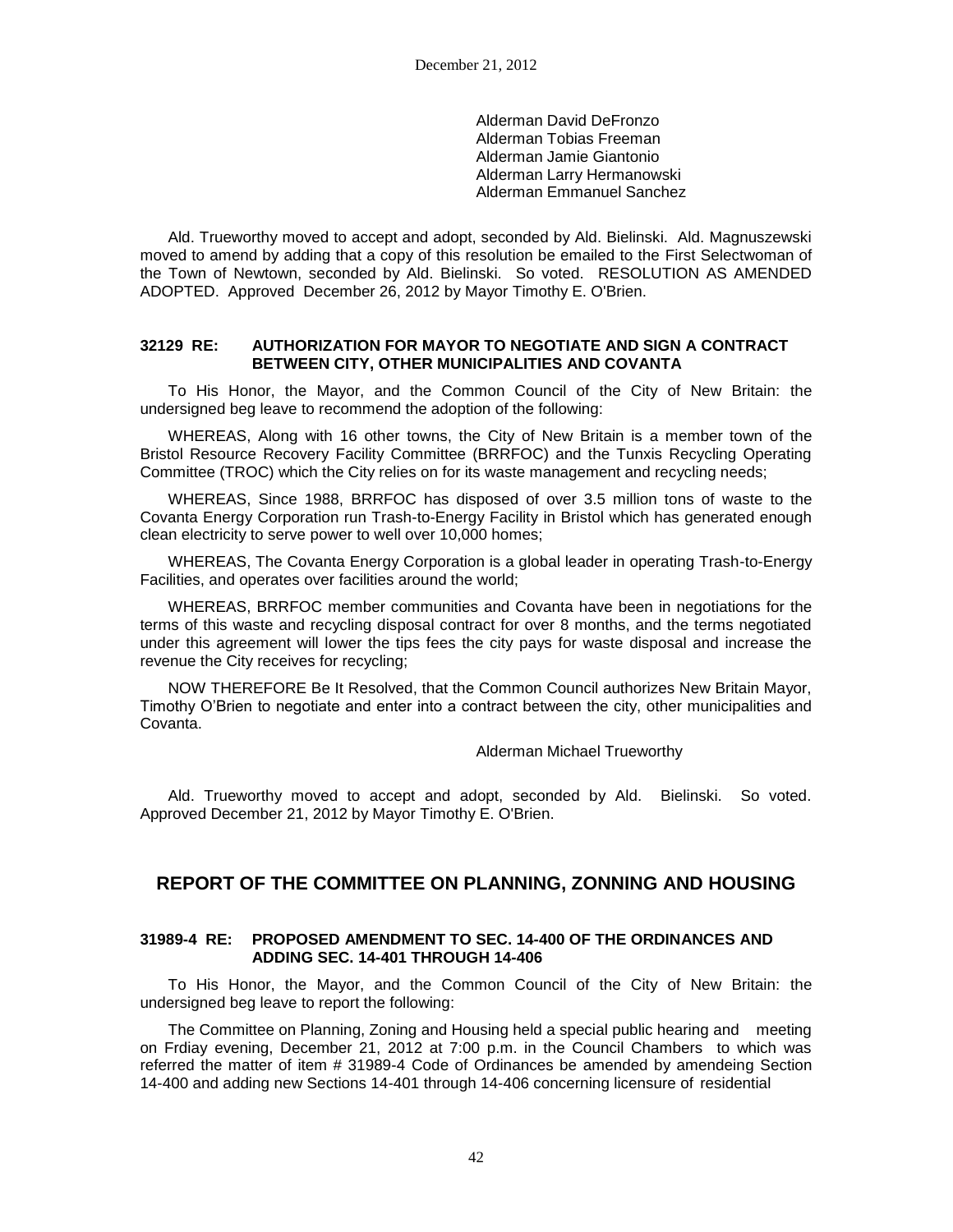Alderman David DeFronzo
Alderman Tobias Freeman
Alderman Jamie Giantonio
Alderman Larry Hermanowski
Alderman Emmanuel Sanchez

Ald. Trueworthy moved to accept and adopt, seconded by Ald. Bielinski. Ald. Magnuszewski moved to amend by adding that a copy of this resolution be emailed to the First Selectwoman of the Town of Newtown, seconded by Ald. Bielinski. So voted. RESOLUTION AS AMENDED ADOPTED. Approved December 26, 2012 by Mayor Timothy E. O'Brien.

#### 32129 RE: AUTHORIZATION FOR MAYOR TO NEGOTIATE AND SIGN A CONTRACT BETWEEN CITY, OTHER MUNICIPALITIES AND COVANTA

To His Honor, the Mayor, and the Common Council of the City of New Britain: the undersigned beg leave to recommend the adoption of the following:

WHEREAS, Along with 16 other towns, the City of New Britain is a member town of the Bristol Resource Recovery Facility Committee (BRRFOC) and the Tunxis Recycling Operating Committee (TROC) which the City relies on for its waste management and recycling needs;

WHEREAS, Since 1988, BRRFOC has disposed of over 3.5 million tons of waste to the Covanta Energy Corporation run Trash-to-Energy Facility in Bristol which has generated enough clean electricity to serve power to well over 10,000 homes;

WHEREAS, The Covanta Energy Corporation is a global leader in operating Trash-to-Energy Facilities, and operates over facilities around the world;

WHEREAS, BRRFOC member communities and Covanta have been in negotiations for the terms of this waste and recycling disposal contract for over 8 months, and the terms negotiated under this agreement will lower the tips fees the city pays for waste disposal and increase the revenue the City receives for recycling;

NOW THEREFORE Be It Resolved, that the Common Council authorizes New Britain Mayor, Timothy O'Brien to negotiate and enter into a contract between the city, other municipalities and Covanta.

Alderman Michael Trueworthy

Ald. Trueworthy moved to accept and adopt, seconded by Ald. Bielinski. So voted. Approved December 21, 2012 by Mayor Timothy E. O'Brien.

## REPORT OF THE COMMITTEE ON PLANNING, ZONNING AND HOUSING

#### 31989-4 RE: PROPOSED AMENDMENT TO SEC. 14-400 OF THE ORDINANCES AND ADDING SEC. 14-401 THROUGH 14-406

To His Honor, the Mayor, and the Common Council of the City of New Britain: the undersigned beg leave to report the following:

The Committee on Planning, Zoning and Housing held a special public hearing and meeting on Frdiay evening, December 21, 2012 at 7:00 p.m. in the Council Chambers to which was referred the matter of item # 31989-4 Code of Ordinances be amended by amendeing Section 14-400 and adding new Sections 14-401 through 14-406 concerning licensure of residential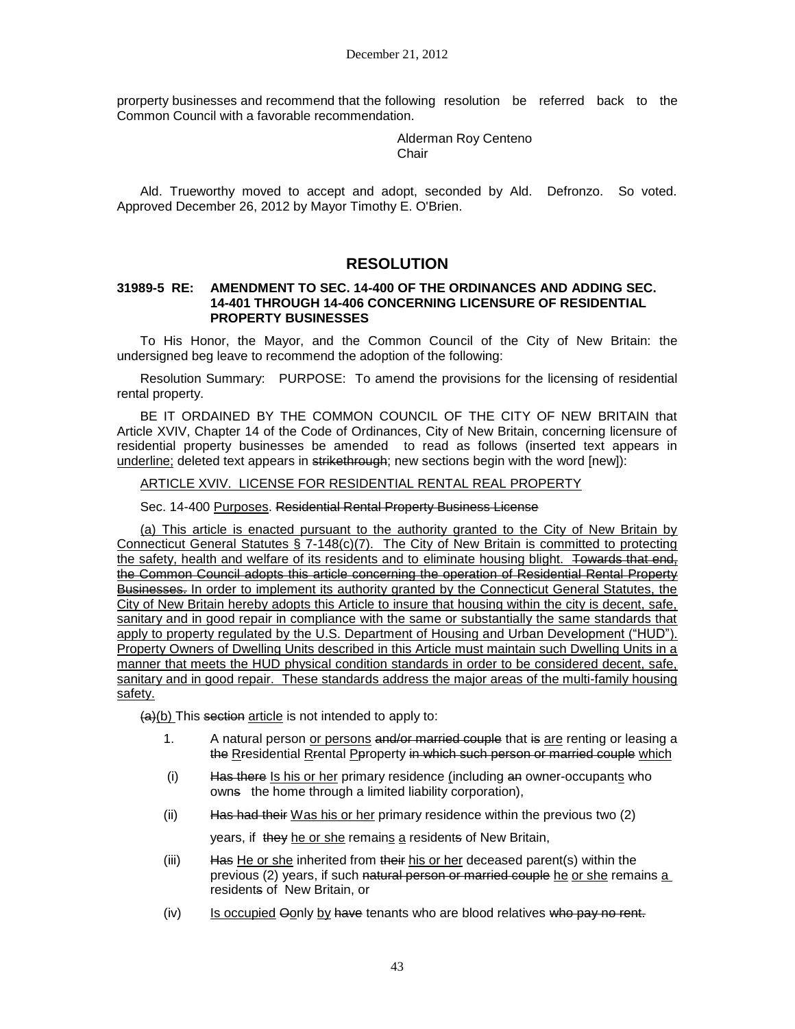prorperty businesses and recommend that the following resolution be referred back to the Common Council with a favorable recommendation.

Alderman Roy Centeno
Chair

Ald. Trueworthy moved to accept and adopt, seconded by Ald. Defronzo. So voted. Approved December 26, 2012 by Mayor Timothy E. O'Brien.

# RESOLUTION

**31989-5 RE: AMENDMENT TO SEC. 14-400 OF THE ORDINANCES AND ADDING SEC. 14-401 THROUGH 14-406 CONCERNING LICENSURE OF RESIDENTIAL PROPERTY BUSINESSES**

To His Honor, the Mayor, and the Common Council of the City of New Britain: the undersigned beg leave to recommend the adoption of the following:

Resolution Summary: PURPOSE: To amend the provisions for the licensing of residential rental property.

BE IT ORDAINED BY THE COMMON COUNCIL OF THE CITY OF NEW BRITAIN that Article XVIV, Chapter 14 of the Code of Ordinances, City of New Britain, concerning licensure of residential property businesses be amended to read as follows (inserted text appears in <u>underline;</u> deleted text appears in ~~strikethrough~~; new sections begin with the word [new]):

<u>ARTICLE XVIV. LICENSE FOR RESIDENTIAL RENTAL REAL PROPERTY</u>

Sec. 14-400 <u>Purposes</u>. ~~Residential Rental Property Business License~~

<u>(a) This article is enacted pursuant to the authority granted to the City of New Britain by Connecticut General Statutes § 7-148(c)(7). The City of New Britain is committed to protecting the safety, health and welfare of its residents and to eliminate housing blight.</u> ~~Towards that end, the Common Council adopts this article concerning the operation of Residential Rental Property Businesses.~~ <u>In order to implement its authority granted by the Connecticut General Statutes, the City of New Britain hereby adopts this Article to insure that housing within the city is decent, safe, sanitary and in good repair in compliance with the same or substantially the same standards that apply to property regulated by the U.S. Department of Housing and Urban Development ("HUD"). Property Owners of Dwelling Units described in this Article must maintain such Dwelling Units in a manner that meets the HUD physical condition standards in order to be considered decent, safe, sanitary and in good repair. These standards address the major areas of the multi-family housing safety.</u>

~~(a)~~<u>(b)</u> This ~~section~~ <u>article</u> is not intended to apply to:

1. A natural person <u>or persons</u> ~~and/or married couple~~ that ~~is~~ <u>are</u> renting or leasing a ~~the~~ <u>R</u>~~r~~esidential <u>R</u>~~r~~ental <u>P</u>~~p~~roperty ~~in which such person or married couple~~ <u>which</u>

   (i) ~~Has there~~ <u>Is his or her</u> primary residence <u>(</u>including ~~an~~ owner-occupant<u>s</u> who own~~s~~ the home through a limited liability corporation),

   (ii) ~~Has had their~~ <u>Was his or her</u> primary residence within the previous two (2) years, if ~~they~~ <u>he or she</u> remain<u>s</u> <u>a</u> resident~~s~~ of New Britain,

   (iii) ~~Has~~ <u>He or she</u> inherited from ~~their~~ <u>his or her</u> deceased parent(s) within the previous (2) years, if such ~~natural person or married couple~~ <u>he or she</u> remains <u>a</u> resident~~s~~ of New Britain, or

   (iv) <u>Is occupied</u> ~~O~~<u>o</u>nly <u>by</u> ~~have~~ tenants who are blood relatives ~~who pay no rent.~~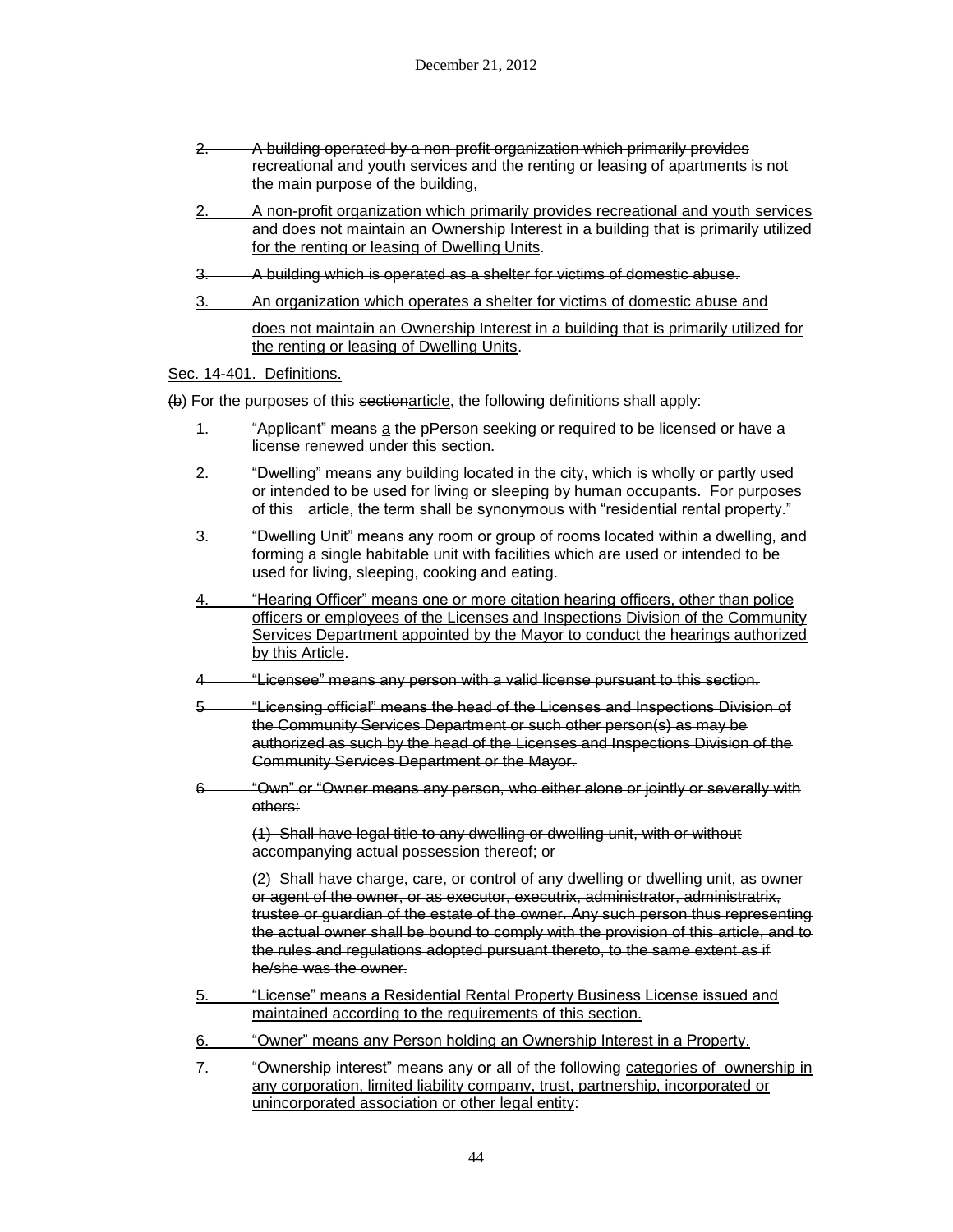2. ~~A building operated by a non-profit organization which primarily provides recreational and youth services and the renting or leasing of apartments is not the main purpose of the building,~~

2. <u>A non-profit organization which primarily provides recreational and youth services and does not maintain an Ownership Interest in a building that is primarily utilized for the renting or leasing of Dwelling Units</u>.

3. ~~A building which is operated as a shelter for victims of domestic abuse.~~

3. <u>An organization which operates a shelter for victims of domestic abuse and does not maintain an Ownership Interest in a building that is primarily utilized for the renting or leasing of Dwelling Units</u>.

<u>Sec. 14-401. Definitions.</u>

~~(b)~~ For the purposes of this ~~section~~<u>article</u>, the following definitions shall apply:

1. "Applicant" means <u>a</u> ~~the p~~Person seeking or required to be licensed or have a license renewed under this section.

2. "Dwelling" means any building located in the city, which is wholly or partly used or intended to be used for living or sleeping by human occupants. For purposes of this article, the term shall be synonymous with "residential rental property."

3. "Dwelling Unit" means any room or group of rooms located within a dwelling, and forming a single habitable unit with facilities which are used or intended to be used for living, sleeping, cooking and eating.

4. <u>"Hearing Officer" means one or more citation hearing officers, other than police officers or employees of the Licenses and Inspections Division of the Community Services Department appointed by the Mayor to conduct the hearings authorized by this Article</u>.

~~4 "Licensee" means any person with a valid license pursuant to this section.~~

~~5 "Licensing official" means the head of the Licenses and Inspections Division of the Community Services Department or such other person(s) as may be authorized as such by the head of the Licenses and Inspections Division of the Community Services Department or the Mayor.~~

~~6 "Own" or "Owner means any person, who either alone or jointly or severally with others:~~

~~(1) Shall have legal title to any dwelling or dwelling unit, with or without accompanying actual possession thereof; or~~

~~(2) Shall have charge, care, or control of any dwelling or dwelling unit, as owner or agent of the owner, or as executor, executrix, administrator, administratrix, trustee or guardian of the estate of the owner. Any such person thus representing the actual owner shall be bound to comply with the provision of this article, and to the rules and regulations adopted pursuant thereto, to the same extent as if he/she was the owner.~~

5. <u>"License" means a Residential Rental Property Business License issued and maintained according to the requirements of this section.</u>

6. <u>"Owner" means any Person holding an Ownership Interest in a Property.</u>

7. "Ownership interest" means any or all of the following <u>categories of ownership in any corporation, limited liability company, trust, partnership, incorporated or unincorporated association or other legal entity</u>: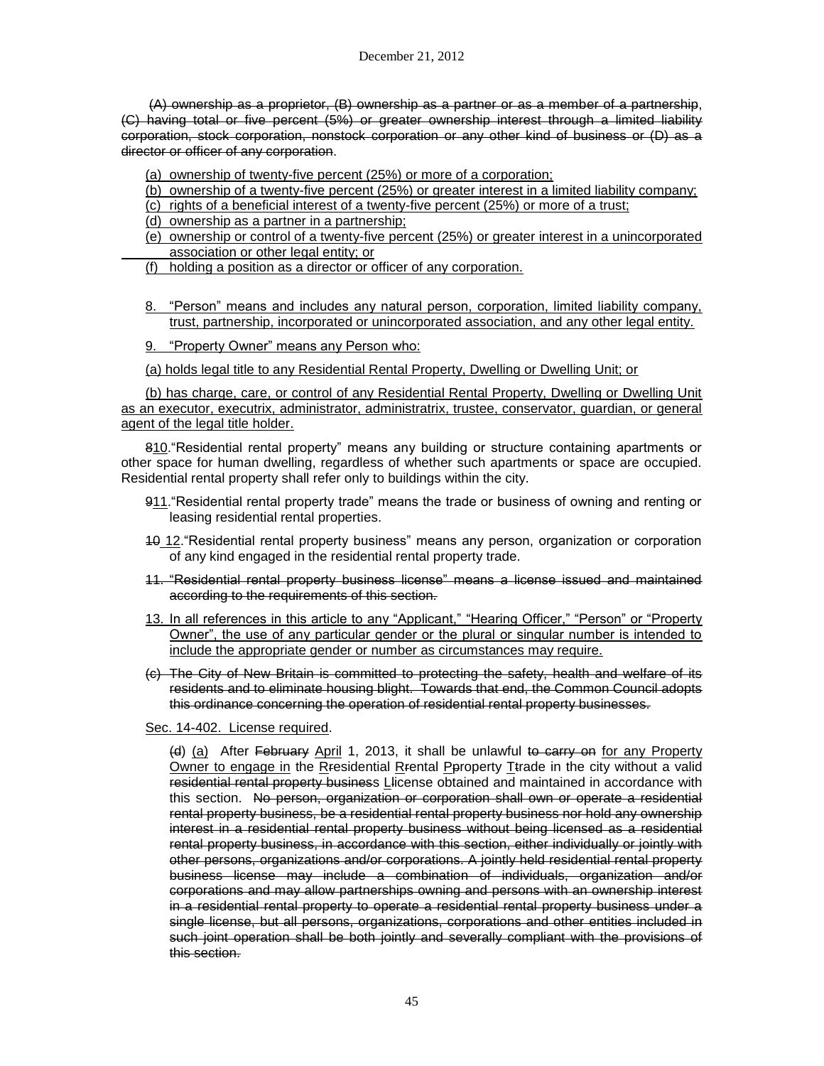~~(A) ownership as a proprietor, (B) ownership as a partner or as a member of a partnership, (C) having total or five percent (5%) or greater ownership interest through a limited liability corporation, stock corporation, nonstock corporation or any other kind of business or (D) as a director or officer of any corporation~~.

<u>(a) ownership of twenty-five percent (25%) or more of a corporation;</u>

<u>(b) ownership of a twenty-five percent (25%) or greater interest in a limited liability company;</u>

<u>(c) rights of a beneficial interest of a twenty-five percent (25%) or more of a trust;</u>

<u>(d) ownership as a partner in a partnership;</u>

<u>(e) ownership or control of a twenty-five percent (25%) or greater interest in a unincorporated association or other legal entity; or</u>

<u>(f) holding a position as a director or officer of any corporation.</u>

<u>8. "Person" means and includes any natural person, corporation, limited liability company, trust, partnership, incorporated or unincorporated association, and any other legal entity.</u>

<u>9. "Property Owner" means any Person who:</u>

<u>(a) holds legal title to any Residential Rental Property, Dwelling or Dwelling Unit; or</u>

<u>(b) has charge, care, or control of any Residential Rental Property, Dwelling or Dwelling Unit as an executor, executrix, administrator, administratrix, trustee, conservator, guardian, or general agent of the legal title holder.</u>

~~8~~<u>10</u>."Residential rental property" means any building or structure containing apartments or other space for human dwelling, regardless of whether such apartments or space are occupied. Residential rental property shall refer only to buildings within the city.

~~9~~<u>11</u>."Residential rental property trade" means the trade or business of owning and renting or leasing residential rental properties.

~~10~~ <u>12</u>."Residential rental property business" means any person, organization or corporation of any kind engaged in the residential rental property trade.

~~11. "Residential rental property business license" means a license issued and maintained according to the requirements of this section.~~

<u>13. In all references in this article to any "Applicant," "Hearing Officer," "Person" or "Property Owner", the use of any particular gender or the plural or singular number is intended to include the appropriate gender or number as circumstances may require.</u>

~~(c) The City of New Britain is committed to protecting the safety, health and welfare of its residents and to eliminate housing blight. Towards that end, the Common Council adopts this ordinance concerning the operation of residential rental property businesses.~~

<u>Sec. 14-402. License required</u>.

~~(d)~~ <u>(a)</u> After ~~February~~ <u>April</u> 1, 2013, it shall be unlawful ~~to carry on~~ <u>for any Property Owner to engage in</u> the <u>R</u>~~r~~esidential <u>R</u>~~r~~ental <u>P</u>~~p~~roperty <u>T</u>~~t~~rade in the city without a valid ~~residential rental property business~~ <u>L</u>icense obtained and maintained in accordance with this section. ~~No person, organization or corporation shall own or operate a residential rental property business, be a residential rental property business nor hold any ownership interest in a residential rental property business without being licensed as a residential rental property business, in accordance with this section, either individually or jointly with other persons, organizations and/or corporations. A jointly held residential rental property business license may include a combination of individuals, organization and/or corporations and may allow partnerships owning and persons with an ownership interest in a residential rental property to operate a residential rental property business under a single license, but all persons, organizations, corporations and other entities included in such joint operation shall be both jointly and severally compliant with the provisions of this section.~~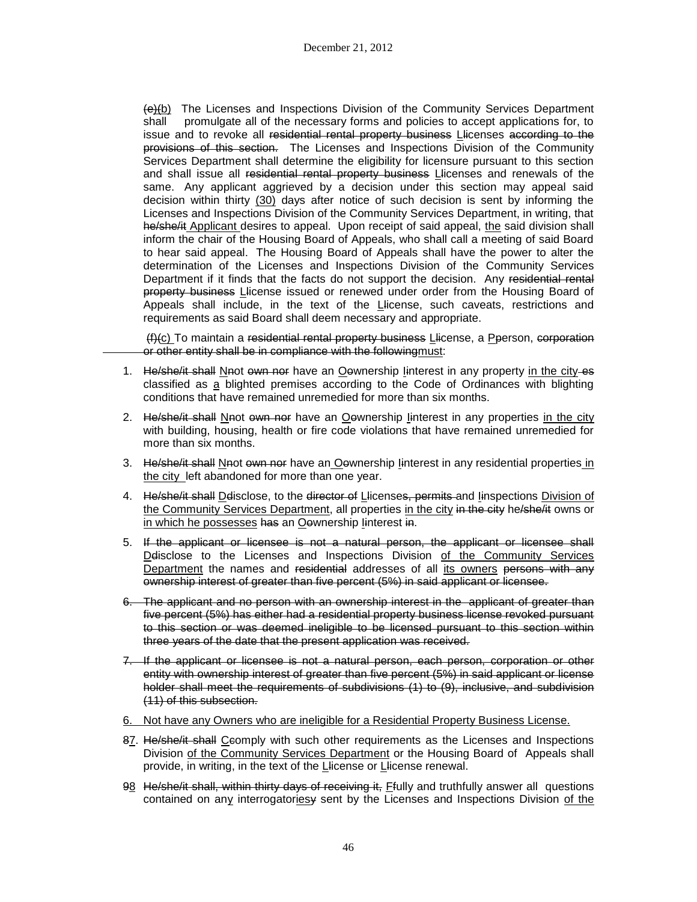~~(e)~~<u>(b)</u> The Licenses and Inspections Division of the Community Services Department shall promulgate all of the necessary forms and policies to accept applications for, to issue and to revoke all ~~residential rental property business~~ <u>L</u>~~l~~icenses ~~according to the provisions of this section.~~ The Licenses and Inspections Division of the Community Services Department shall determine the eligibility for licensure pursuant to this section and shall issue all ~~residential rental property business~~ <u>L</u>~~l~~icenses and renewals of the same. Any applicant aggrieved by a decision under this section may appeal said decision within thirty <u>(30)</u> days after notice of such decision is sent by informing the Licenses and Inspections Division of the Community Services Department, in writing, that ~~he/she/it~~ <u>Applicant</u> desires to appeal. Upon receipt of said appeal, <u>the</u> said division shall inform the chair of the Housing Board of Appeals, who shall call a meeting of said Board to hear said appeal. The Housing Board of Appeals shall have the power to alter the determination of the Licenses and Inspections Division of the Community Services Department if it finds that the facts do not support the decision. Any ~~residential rental property business~~ <u>L</u>~~l~~icense issued or renewed under order from the Housing Board of Appeals shall include, in the text of the <u>L</u>~~l~~icense, such caveats, restrictions and requirements as said Board shall deem necessary and appropriate.

~~(f)~~<u>(c)</u> To maintain a ~~residential rental property business~~ <u>L</u>~~l~~icense, a <u>P</u>~~p~~erson, ~~corporation or other entity shall be in compliance with the following~~<u>must</u>:

1. ~~He/she/it shall~~ <u>N</u>~~n~~ot ~~own nor~~ have an <u>O</u>~~o~~wnership <u>I</u>~~i~~nterest in any property <u>in the city</u> ~~es~~ classified as <u>a</u> blighted premises according to the Code of Ordinances with blighting conditions that have remained unremedied for more than six months.

2. ~~He/she/it shall~~ <u>N</u>~~n~~ot ~~own nor~~ have an <u>O</u>~~o~~wnership <u>I</u>~~i~~nterest in any properties <u>in the city</u> with building, housing, health or fire code violations that have remained unremedied for more than six months.

3. ~~He/she/it shall~~ <u>N</u>~~n~~ot ~~own nor~~ have an <u>O</u>~~o~~wnership <u>I</u>~~i~~nterest in any residential properties <u>in the city</u> left abandoned for more than one year.

4. ~~He/she/it shall~~ <u>D</u>~~d~~isclose, to the ~~director of~~ <u>L</u>~~l~~icense~~s, permits~~ and <u>I</u>~~i~~nspections <u>Division of the Community Services Department</u>, all properties <u>in the city</u> ~~in the city~~ he~~/she/it~~ owns or <u>in which he possesses</u> ~~has~~ an <u>O</u>~~o~~wnership <u>I</u>~~i~~nterest ~~in~~.

5. ~~If the applicant or licensee is not a natural person, the applicant or licensee shall~~ <u>D</u>~~d~~isclose to the Licenses and Inspections Division <u>of the Community Services Department</u> the names and ~~residential~~ addresses of all <u>its owners</u> ~~persons with any ownership interest of greater than five percent (5%) in said applicant or licensee.~~

~~6. The applicant and no person with an ownership interest in the applicant of greater than five percent (5%) has either had a residential property business license revoked pursuant to this section or was deemed ineligible to be licensed pursuant to this section within three years of the date that the present application was received.~~

~~7. If the applicant or licensee is not a natural person, each person, corporation or other entity with ownership interest of greater than five percent (5%) in said applicant or license holder shall meet the requirements of subdivisions (1) to (9), inclusive, and subdivision (11) of this subsection.~~

<u>6. Not have any Owners who are ineligible for a Residential Property Business License.</u>

~~8~~<u>7</u>. ~~He/she/it shall~~ <u>C</u>~~c~~omply with such other requirements as the Licenses and Inspections Division <u>of the Community Services Department</u> or the Housing Board of Appeals shall provide, in writing, in the text of the <u>L</u>~~l~~icense or <u>L</u>~~l~~icense renewal.

~~9~~<u>8</u> ~~He/she/it shall, within thirty days of receiving it,~~ <u>F</u>~~f~~ully and truthfully answer all questions contained on any interrogator<u>ies</u>~~y~~ sent by the Licenses and Inspections Division <u>of the</u>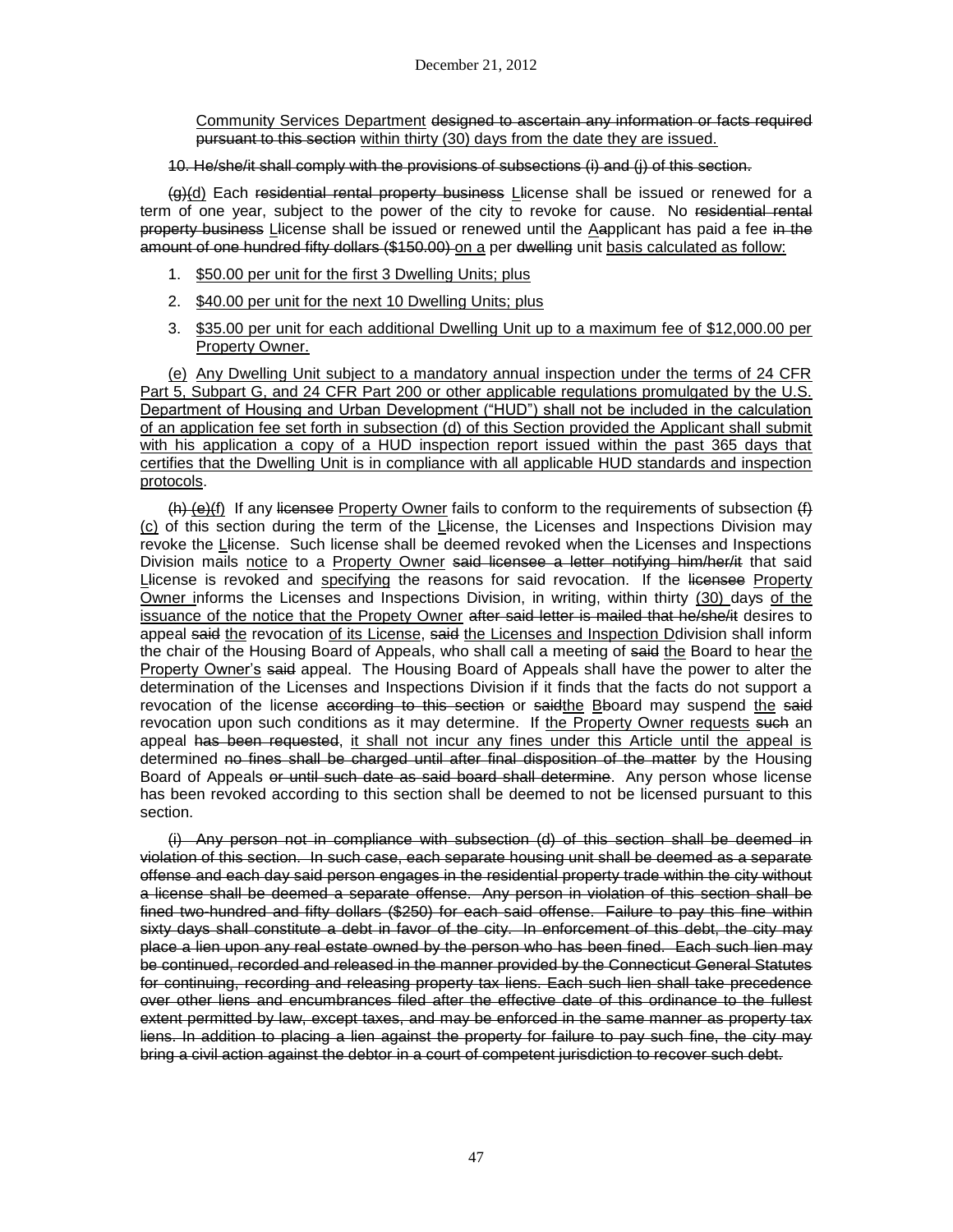Community Services Department designed to ascertain any information or facts required pursuant to this section within thirty (30) days from the date they are issued.

10. He/she/it shall comply with the provisions of subsections (i) and (j) of this section.

(g)(d) Each residential rental property business Llicense shall be issued or renewed for a term of one year, subject to the power of the city to revoke for cause. No residential rental property business Llicense shall be issued or renewed until the Aapplicant has paid a fee in the amount of one hundred fifty dollars ($150.00) on a per dwelling unit basis calculated as follow:

1. $50.00 per unit for the first 3 Dwelling Units; plus
2. $40.00 per unit for the next 10 Dwelling Units; plus
3. $35.00 per unit for each additional Dwelling Unit up to a maximum fee of $12,000.00 per Property Owner.

(e) Any Dwelling Unit subject to a mandatory annual inspection under the terms of 24 CFR Part 5, Subpart G, and 24 CFR Part 200 or other applicable regulations promulgated by the U.S. Department of Housing and Urban Development ("HUD") shall not be included in the calculation of an application fee set forth in subsection (d) of this Section provided the Applicant shall submit with his application a copy of a HUD inspection report issued within the past 365 days that certifies that the Dwelling Unit is in compliance with all applicable HUD standards and inspection protocols.

(h) (e)(f) If any licensee Property Owner fails to conform to the requirements of subsection (f) (c) of this section during the term of the Llicense, the Licenses and Inspections Division may revoke the Llicense. Such license shall be deemed revoked when the Licenses and Inspections Division mails notice to a Property Owner said licensee a letter notifying him/her/it that said Llicense is revoked and specifying the reasons for said revocation. If the licensee Property Owner informs the Licenses and Inspections Division, in writing, within thirty (30) days of the issuance of the notice that the Propety Owner after said letter is mailed that he/she/it desires to appeal said the revocation of its License, said the Licenses and Inspection Ddivision shall inform the chair of the Housing Board of Appeals, who shall call a meeting of said the Board to hear the Property Owner's said appeal. The Housing Board of Appeals shall have the power to alter the determination of the Licenses and Inspections Division if it finds that the facts do not support a revocation of the license according to this section or saidthe Bboard may suspend the said revocation upon such conditions as it may determine. If the Property Owner requests such an appeal has been requested, it shall not incur any fines under this Article until the appeal is determined no fines shall be charged until after final disposition of the matter by the Housing Board of Appeals or until such date as said board shall determine. Any person whose license has been revoked according to this section shall be deemed to not be licensed pursuant to this section.

(i) Any person not in compliance with subsection (d) of this section shall be deemed in violation of this section. In such case, each separate housing unit shall be deemed as a separate offense and each day said person engages in the residential property trade within the city without a license shall be deemed a separate offense. Any person in violation of this section shall be fined two-hundred and fifty dollars ($250) for each said offense. Failure to pay this fine within sixty days shall constitute a debt in favor of the city. In enforcement of this debt, the city may place a lien upon any real estate owned by the person who has been fined. Each such lien may be continued, recorded and released in the manner provided by the Connecticut General Statutes for continuing, recording and releasing property tax liens. Each such lien shall take precedence over other liens and encumbrances filed after the effective date of this ordinance to the fullest extent permitted by law, except taxes, and may be enforced in the same manner as property tax liens. In addition to placing a lien against the property for failure to pay such fine, the city may bring a civil action against the debtor in a court of competent jurisdiction to recover such debt.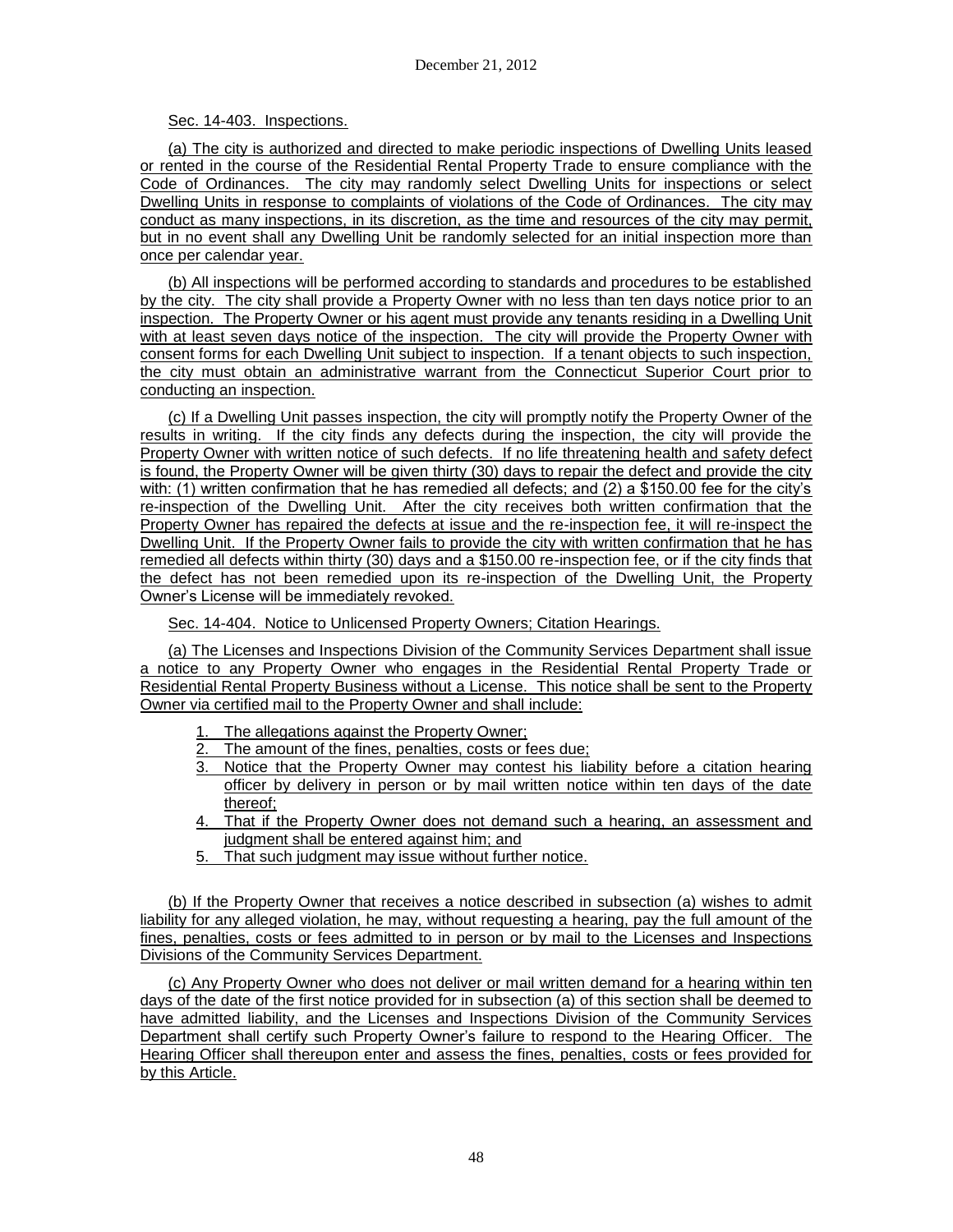Sec. 14-403. Inspections.

(a) The city is authorized and directed to make periodic inspections of Dwelling Units leased or rented in the course of the Residential Rental Property Trade to ensure compliance with the Code of Ordinances. The city may randomly select Dwelling Units for inspections or select Dwelling Units in response to complaints of violations of the Code of Ordinances. The city may conduct as many inspections, in its discretion, as the time and resources of the city may permit, but in no event shall any Dwelling Unit be randomly selected for an initial inspection more than once per calendar year.

(b) All inspections will be performed according to standards and procedures to be established by the city. The city shall provide a Property Owner with no less than ten days notice prior to an inspection. The Property Owner or his agent must provide any tenants residing in a Dwelling Unit with at least seven days notice of the inspection. The city will provide the Property Owner with consent forms for each Dwelling Unit subject to inspection. If a tenant objects to such inspection, the city must obtain an administrative warrant from the Connecticut Superior Court prior to conducting an inspection.

(c) If a Dwelling Unit passes inspection, the city will promptly notify the Property Owner of the results in writing. If the city finds any defects during the inspection, the city will provide the Property Owner with written notice of such defects. If no life threatening health and safety defect is found, the Property Owner will be given thirty (30) days to repair the defect and provide the city with: (1) written confirmation that he has remedied all defects; and (2) a $150.00 fee for the city's re-inspection of the Dwelling Unit. After the city receives both written confirmation that the Property Owner has repaired the defects at issue and the re-inspection fee, it will re-inspect the Dwelling Unit. If the Property Owner fails to provide the city with written confirmation that he has remedied all defects within thirty (30) days and a $150.00 re-inspection fee, or if the city finds that the defect has not been remedied upon its re-inspection of the Dwelling Unit, the Property Owner's License will be immediately revoked.

Sec. 14-404. Notice to Unlicensed Property Owners; Citation Hearings.

(a) The Licenses and Inspections Division of the Community Services Department shall issue a notice to any Property Owner who engages in the Residential Rental Property Trade or Residential Rental Property Business without a License. This notice shall be sent to the Property Owner via certified mail to the Property Owner and shall include:

1. The allegations against the Property Owner;
2. The amount of the fines, penalties, costs or fees due;
3. Notice that the Property Owner may contest his liability before a citation hearing officer by delivery in person or by mail written notice within ten days of the date thereof;
4. That if the Property Owner does not demand such a hearing, an assessment and judgment shall be entered against him; and
5. That such judgment may issue without further notice.

(b) If the Property Owner that receives a notice described in subsection (a) wishes to admit liability for any alleged violation, he may, without requesting a hearing, pay the full amount of the fines, penalties, costs or fees admitted to in person or by mail to the Licenses and Inspections Divisions of the Community Services Department.

(c) Any Property Owner who does not deliver or mail written demand for a hearing within ten days of the date of the first notice provided for in subsection (a) of this section shall be deemed to have admitted liability, and the Licenses and Inspections Division of the Community Services Department shall certify such Property Owner's failure to respond to the Hearing Officer. The Hearing Officer shall thereupon enter and assess the fines, penalties, costs or fees provided for by this Article.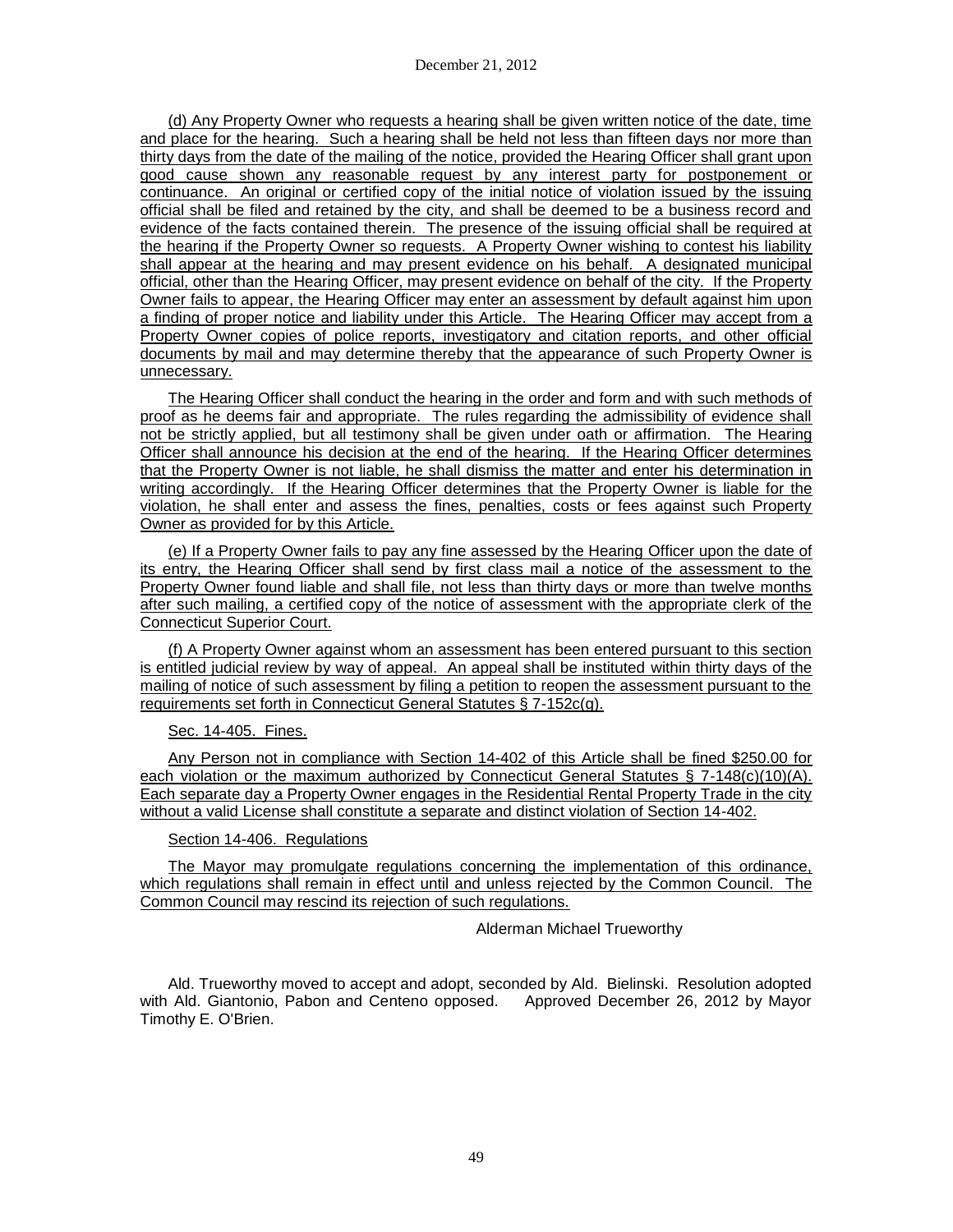(d) Any Property Owner who requests a hearing shall be given written notice of the date, time and place for the hearing. Such a hearing shall be held not less than fifteen days nor more than thirty days from the date of the mailing of the notice, provided the Hearing Officer shall grant upon good cause shown any reasonable request by any interest party for postponement or continuance. An original or certified copy of the initial notice of violation issued by the issuing official shall be filed and retained by the city, and shall be deemed to be a business record and evidence of the facts contained therein. The presence of the issuing official shall be required at the hearing if the Property Owner so requests. A Property Owner wishing to contest his liability shall appear at the hearing and may present evidence on his behalf. A designated municipal official, other than the Hearing Officer, may present evidence on behalf of the city. If the Property Owner fails to appear, the Hearing Officer may enter an assessment by default against him upon a finding of proper notice and liability under this Article. The Hearing Officer may accept from a Property Owner copies of police reports, investigatory and citation reports, and other official documents by mail and may determine thereby that the appearance of such Property Owner is unnecessary.

The Hearing Officer shall conduct the hearing in the order and form and with such methods of proof as he deems fair and appropriate. The rules regarding the admissibility of evidence shall not be strictly applied, but all testimony shall be given under oath or affirmation. The Hearing Officer shall announce his decision at the end of the hearing. If the Hearing Officer determines that the Property Owner is not liable, he shall dismiss the matter and enter his determination in writing accordingly. If the Hearing Officer determines that the Property Owner is liable for the violation, he shall enter and assess the fines, penalties, costs or fees against such Property Owner as provided for by this Article.

(e) If a Property Owner fails to pay any fine assessed by the Hearing Officer upon the date of its entry, the Hearing Officer shall send by first class mail a notice of the assessment to the Property Owner found liable and shall file, not less than thirty days or more than twelve months after such mailing, a certified copy of the notice of assessment with the appropriate clerk of the Connecticut Superior Court.

(f) A Property Owner against whom an assessment has been entered pursuant to this section is entitled judicial review by way of appeal. An appeal shall be instituted within thirty days of the mailing of notice of such assessment by filing a petition to reopen the assessment pursuant to the requirements set forth in Connecticut General Statutes § 7-152c(g).

Sec. 14-405. Fines.

Any Person not in compliance with Section 14-402 of this Article shall be fined $250.00 for each violation or the maximum authorized by Connecticut General Statutes § 7-148(c)(10)(A). Each separate day a Property Owner engages in the Residential Rental Property Trade in the city without a valid License shall constitute a separate and distinct violation of Section 14-402.

Section 14-406. Regulations

The Mayor may promulgate regulations concerning the implementation of this ordinance, which regulations shall remain in effect until and unless rejected by the Common Council. The Common Council may rescind its rejection of such regulations.

Alderman Michael Trueworthy

Ald. Trueworthy moved to accept and adopt, seconded by Ald. Bielinski. Resolution adopted with Ald. Giantonio, Pabon and Centeno opposed. Approved December 26, 2012 by Mayor Timothy E. O'Brien.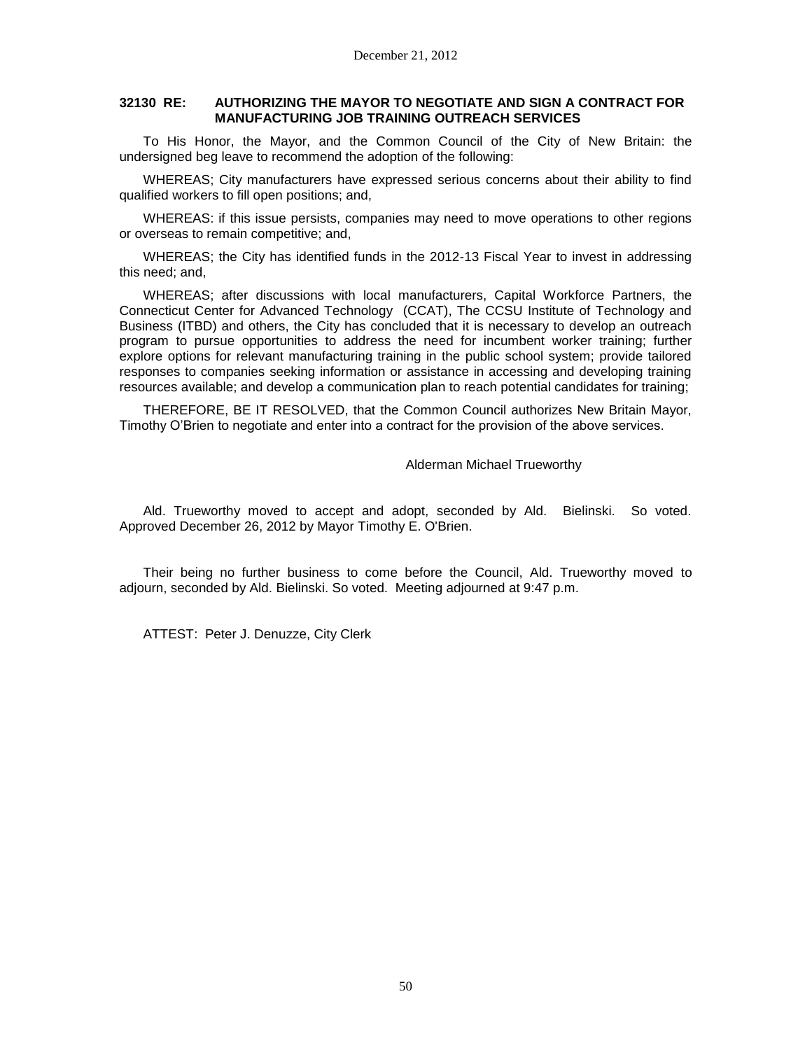**32130 RE: AUTHORIZING THE MAYOR TO NEGOTIATE AND SIGN A CONTRACT FOR MANUFACTURING JOB TRAINING OUTREACH SERVICES**

To His Honor, the Mayor, and the Common Council of the City of New Britain: the undersigned beg leave to recommend the adoption of the following:

WHEREAS; City manufacturers have expressed serious concerns about their ability to find qualified workers to fill open positions; and,

WHEREAS: if this issue persists, companies may need to move operations to other regions or overseas to remain competitive; and,

WHEREAS; the City has identified funds in the 2012-13 Fiscal Year to invest in addressing this need; and,

WHEREAS; after discussions with local manufacturers, Capital Workforce Partners, the Connecticut Center for Advanced Technology (CCAT), The CCSU Institute of Technology and Business (ITBD) and others, the City has concluded that it is necessary to develop an outreach program to pursue opportunities to address the need for incumbent worker training; further explore options for relevant manufacturing training in the public school system; provide tailored responses to companies seeking information or assistance in accessing and developing training resources available; and develop a communication plan to reach potential candidates for training;

THEREFORE, BE IT RESOLVED, that the Common Council authorizes New Britain Mayor, Timothy O'Brien to negotiate and enter into a contract for the provision of the above services.

Alderman Michael Trueworthy

Ald. Trueworthy moved to accept and adopt, seconded by Ald. Bielinski. So voted. Approved December 26, 2012 by Mayor Timothy E. O'Brien.

Their being no further business to come before the Council, Ald. Trueworthy moved to adjourn, seconded by Ald. Bielinski. So voted. Meeting adjourned at 9:47 p.m.

ATTEST: Peter J. Denuzze, City Clerk